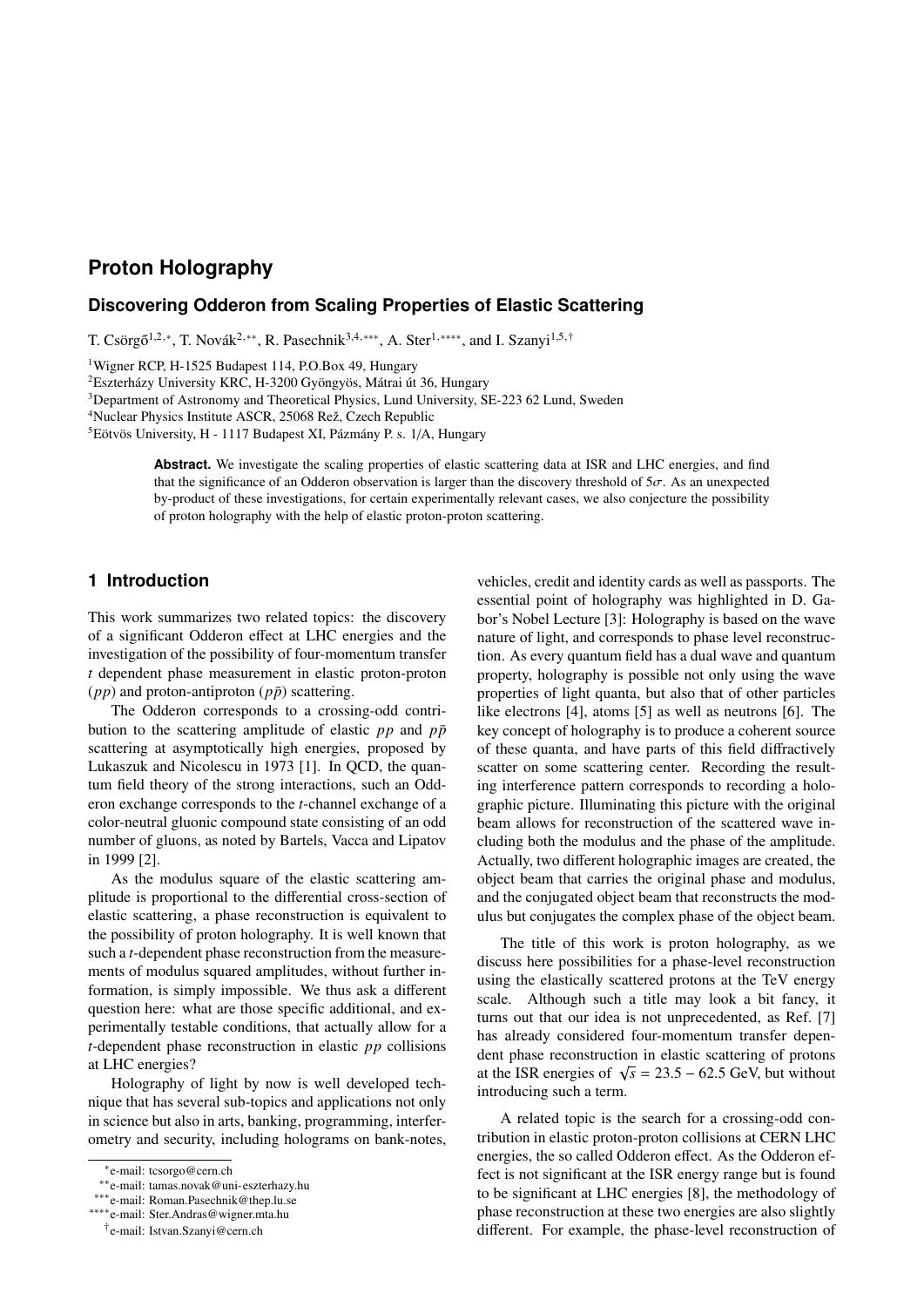# Proton Holography

## Discovering Odderon from Scaling Properties of Elastic Scattering

T. Csörgő[1,2,*], T. Novák[2,**], R. Pasechnik[3,4,***], A. Ster[1,****], and I. Szanyi[1,5,†]

[1]Wigner RCP, H-1525 Budapest 114, P.O.Box 49, Hungary
[2]Eszterházy University KRC, H-3200 Gyöngyös, Mátrai út 36, Hungary
[3]Department of Astronomy and Theoretical Physics, Lund University, SE-223 62 Lund, Sweden
[4]Nuclear Physics Institute ASCR, 25068 Řež, Czech Republic
[5]Eötvös University, H - 1117 Budapest XI, Pázmány P. s. 1/A, Hungary

**Abstract.** We investigate the scaling properties of elastic scattering data at ISR and LHC energies, and find that the significance of an Odderon observation is larger than the discovery threshold of $5\sigma$. As an unexpected by-product of these investigations, for certain experimentally relevant cases, we also conjecture the possibility of proton holography with the help of elastic proton-proton scattering.

## 1 Introduction

This work summarizes two related topics: the discovery of a significant Odderon effect at LHC energies and the investigation of the possibility of four-momentum transfer $t$ dependent phase measurement in elastic proton-proton ($pp$) and proton-antiproton ($p\bar{p}$) scattering.

The Odderon corresponds to a crossing-odd contribution to the scattering amplitude of elastic $pp$ and $p\bar{p}$ scattering at asymptotically high energies, proposed by Lukaszuk and Nicolescu in 1973 [1]. In QCD, the quantum field theory of the strong interactions, such an Odderon exchange corresponds to the $t$-channel exchange of a color-neutral gluonic compound state consisting of an odd number of gluons, as noted by Bartels, Vacca and Lipatov in 1999 [2].

As the modulus square of the elastic scattering amplitude is proportional to the differential cross-section of elastic scattering, a phase reconstruction is equivalent to the possibility of proton holography. It is well known that such a $t$-dependent phase reconstruction from the measurements of modulus squared amplitudes, without further information, is simply impossible. We thus ask a different question here: what are those specific additional, and experimentally testable conditions, that actually allow for a $t$-dependent phase reconstruction in elastic $pp$ collisions at LHC energies?

Holography of light by now is well developed technique that has several sub-topics and applications not only in science but also in arts, banking, programming, interferometry and security, including holograms on bank-notes, vehicles, credit and identity cards as well as passports. The essential point of holography was highlighted in D. Gabor's Nobel Lecture [3]: Holography is based on the wave nature of light, and corresponds to phase level reconstruction. As every quantum field has a dual wave and quantum property, holography is possible not only using the wave properties of light quanta, but also that of other particles like electrons [4], atoms [5] as well as neutrons [6]. The key concept of holography is to produce a coherent source of these quanta, and have parts of this field diffractively scatter on some scattering center. Recording the resulting interference pattern corresponds to recording a holographic picture. Illuminating this picture with the original beam allows for reconstruction of the scattered wave including both the modulus and the phase of the amplitude. Actually, two different holographic images are created, the object beam that carries the original phase and modulus, and the conjugated object beam that reconstructs the modulus but conjugates the complex phase of the object beam.

The title of this work is proton holography, as we discuss here possibilities for a phase-level reconstruction using the elastically scattered protons at the TeV energy scale. Although such a title may look a bit fancy, it turns out that our idea is not unprecedented, as Ref. [7] has already considered four-momentum transfer dependent phase reconstruction in elastic scattering of protons at the ISR energies of $\sqrt{s} = 23.5 - 62.5$ GeV, but without introducing such a term.

A related topic is the search for a crossing-odd contribution in elastic proton-proton collisions at CERN LHC energies, the so called Odderon effect. As the Odderon effect is not significant at the ISR energy range but is found to be significant at LHC energies [8], the methodology of phase reconstruction at these two energies are also slightly different. For example, the phase-level reconstruction of

*e-mail: tcsorgo@cern.ch
**e-mail: tamas.novak@uni-eszterhazy.hu
***e-mail: Roman.Pasechnik@thep.lu.se
****e-mail: Ster.Andras@wigner.mta.hu
†e-mail: Istvan.Szanyi@cern.ch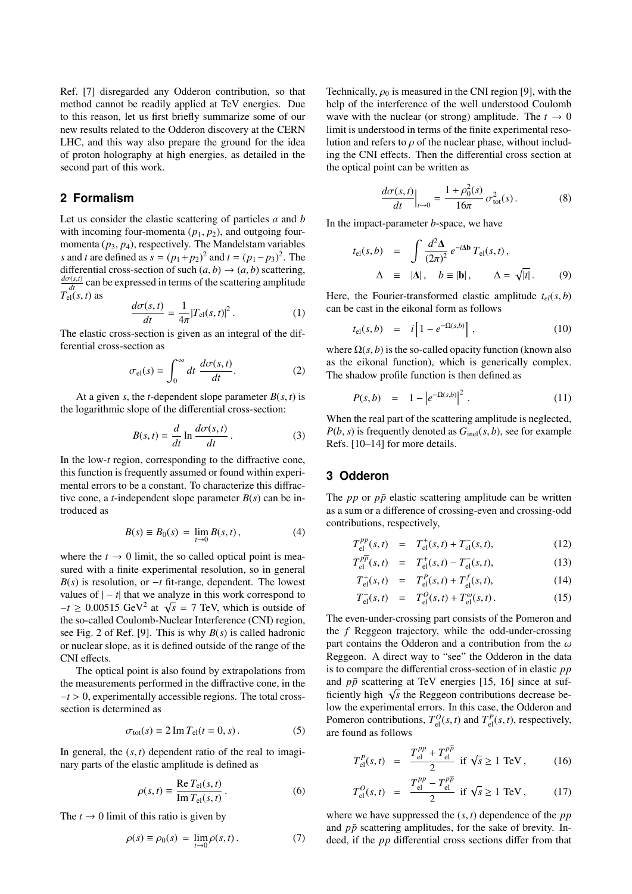Ref. [7] disregarded any Odderon contribution, so that method cannot be readily applied at TeV energies. Due to this reason, let us first briefly summarize some of our new results related to the Odderon discovery at the CERN LHC, and this way also prepare the ground for the idea of proton holography at high energies, as detailed in the second part of this work.

## 2 Formalism

Let us consider the elastic scattering of particles $a$ and $b$ with incoming four-momenta $(p_1, p_2)$, and outgoing four-momenta $(p_3, p_4)$, respectively. The Mandelstam variables $s$ and $t$ are defined as $s = (p_1 + p_2)^2$ and $t = (p_1 - p_3)^2$. The differential cross-section of such $(a, b) \to (a, b)$ scattering, $\frac{d\sigma(s,t)}{dt}$ can be expressed in terms of the scattering amplitude $T_{\rm el}(s, t)$ as

$$\frac{d\sigma(s,t)}{dt} = \frac{1}{4\pi}|T_{\rm el}(s,t)|^2 \,. \tag{1}$$

The elastic cross-section is given as an integral of the differential cross-section as

$$\sigma_{\rm el}(s) = \int_0^\infty dt\, \frac{d\sigma(s,t)}{dt}. \tag{2}$$

At a given $s$, the $t$-dependent slope parameter $B(s, t)$ is the logarithmic slope of the differential cross-section:

$$B(s,t) = \frac{d}{dt} \ln \frac{d\sigma(s,t)}{dt} \,. \tag{3}$$

In the low-$t$ region, corresponding to the diffractive cone, this function is frequently assumed or found within experimental errors to be a constant. To characterize this diffractive cone, a $t$-independent slope parameter $B(s)$ can be introduced as

$$B(s) \equiv B_0(s) \;=\; \lim_{t\to 0} B(s,t)\,, \tag{4}$$

where the $t \to 0$ limit, the so called optical point is measured with a finite experimental resolution, so in general $B(s)$ is resolution, or $-t$ fit-range, dependent. The lowest values of $|-t|$ that we analyze in this work correspond to $-t \geq 0.00515$ GeV$^2$ at $\sqrt{s} = 7$ TeV, which is outside of the so-called Coulomb-Nuclear Interference (CNI) region, see Fig. 2 of Ref. [9]. This is why $B(s)$ is called hadronic or nuclear slope, as it is defined outside of the range of the CNI effects.

The optical point is also found by extrapolations from the measurements performed in the diffractive cone, in the $-t > 0$, experimentally accessible regions. The total cross-section is determined as

$$\sigma_{\rm tot}(s) \equiv 2\, {\rm Im}\, T_{\rm el}(t=0,s)\,. \tag{5}$$

In general, the $(s, t)$ dependent ratio of the real to imaginary parts of the elastic amplitude is defined as

$$\rho(s,t) \equiv \frac{{\rm Re}\, T_{\rm el}(s,t)}{{\rm Im}\, T_{\rm el}(s,t)}\,. \tag{6}$$

The $t \to 0$ limit of this ratio is given by

$$\rho(s) \equiv \rho_0(s) \;=\; \lim_{t\to 0} \rho(s,t)\,. \tag{7}$$

Technically, $\rho_0$ is measured in the CNI region [9], with the help of the interference of the well understood Coulomb wave with the nuclear (or strong) amplitude. The $t \to 0$ limit is understood in terms of the finite experimental resolution and refers to $\rho$ of the nuclear phase, without including the CNI effects. Then the differential cross section at the optical point can be written as

$$\frac{d\sigma(s,t)}{dt}\Big|_{t\to 0} = \frac{1+\rho_0^2(s)}{16\pi}\,\sigma_{\rm tot}^2(s)\,. \tag{8}$$

In the impact-parameter $b$-space, we have

$$\begin{aligned} t_{\rm el}(s,b) &= \int \frac{d^2\mathbf{\Delta}}{(2\pi)^2}\, e^{-i\mathbf{\Delta}\mathbf{b}}\, T_{\rm el}(s,t)\,, \\ \Delta &\equiv |\mathbf{\Delta}|\,, \quad b \equiv |\mathbf{b}|\,, \qquad \Delta = \sqrt{|t|}\,. \end{aligned} \tag{9}$$

Here, the Fourier-transformed elastic amplitude $t_{el}(s, b)$ can be cast in the eikonal form as follows

$$t_{\rm el}(s,b) \;=\; i\left[1 - e^{-\Omega(s,b)}\right]\,, \tag{10}$$

where $\Omega(s, b)$ is the so-called opacity function (known also as the eikonal function), which is generically complex. The shadow profile function is then defined as

$$P(s,b) \;=\; 1 - \left|e^{-\Omega(s,b)}\right|^2\,. \tag{11}$$

When the real part of the scattering amplitude is neglected, $P(b, s)$ is frequently denoted as $G_{\rm inel}(s, b)$, see for example Refs. [10–14] for more details.

## 3 Odderon

The $pp$ or $p\bar{p}$ elastic scattering amplitude can be written as a sum or a difference of crossing-even and crossing-odd contributions, respectively,

$$\begin{aligned} T_{\rm el}^{pp}(s,t) &= T_{\rm el}^{+}(s,t) + T_{\rm el}^{-}(s,t), & (12)\\ T_{\rm el}^{p\overline{p}}(s,t) &= T_{\rm el}^{+}(s,t) - T_{\rm el}^{-}(s,t), & (13)\\ T_{\rm el}^{+}(s,t) &= T_{\rm el}^{P}(s,t) + T_{\rm el}^{f}(s,t), & (14)\\ T_{\rm el}^{-}(s,t) &= T_{\rm el}^{O}(s,t) + T_{\rm el}^{\omega}(s,t)\,. & (15) \end{aligned}$$

The even-under-crossing part consists of the Pomeron and the $f$ Reggeon trajectory, while the odd-under-crossing part contains the Odderon and a contribution from the $\omega$ Reggeon. A direct way to "see" the Odderon in the data is to compare the differential cross-section of in elastic $pp$ and $p\bar{p}$ scattering at TeV energies [15, 16] since at sufficiently high $\sqrt{s}$ the Reggeon contributions decrease below the experimental errors. In this case, the Odderon and Pomeron contributions, $T^O_{\rm el}(s, t)$ and $T^P_{\rm el}(s, t)$, respectively, are found as follows

$$\begin{aligned} T_{\rm el}^{P}(s,t) &= \frac{T_{\rm el}^{pp} + T_{\rm el}^{p\overline{p}}}{2} \;\text{ if } \sqrt{s} \geq 1 \text{ TeV}\,, & (16)\\ T_{\rm el}^{O}(s,t) &= \frac{T_{\rm el}^{pp} - T_{\rm el}^{p\overline{p}}}{2} \;\text{ if } \sqrt{s} \geq 1 \text{ TeV}\,, & (17) \end{aligned}$$

where we have suppressed the $(s, t)$ dependence of the $pp$ and $p\bar{p}$ scattering amplitudes, for the sake of brevity. Indeed, if the $pp$ differential cross sections differ from that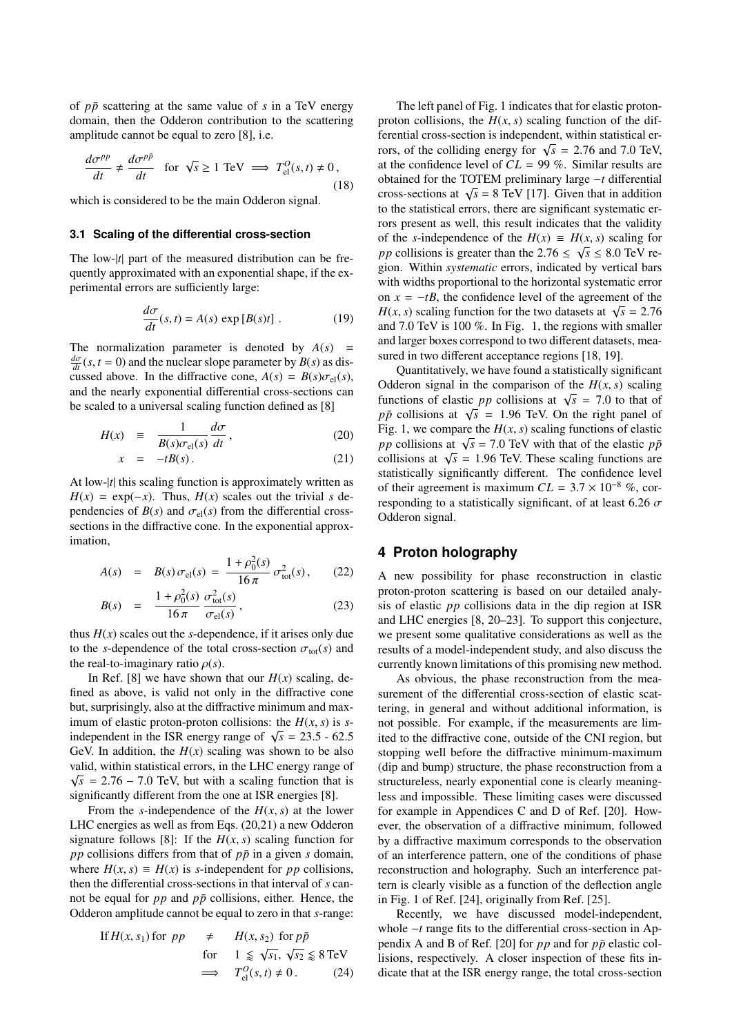of $p\bar{p}$ scattering at the same value of $s$ in a TeV energy domain, then the Odderon contribution to the scattering amplitude cannot be equal to zero [8], i.e.

$$\frac{d\sigma^{pp}}{dt} \neq \frac{d\sigma^{p\bar{p}}}{dt} \quad \text{for } \sqrt{s} \geq 1 \text{ TeV} \implies T^{O}_{\rm el}(s,t) \neq 0\,, \tag{18}$$

which is considered to be the main Odderon signal.

### 3.1 Scaling of the differential cross-section

The low-$|t|$ part of the measured distribution can be frequently approximated with an exponential shape, if the experimental errors are sufficiently large:

$$\frac{d\sigma}{dt}(s,t) = A(s)\, \exp\left[B(s) t\right]\,. \tag{19}$$

The normalization parameter is denoted by $A(s) = \frac{d\sigma}{dt}(s, t = 0)$ and the nuclear slope parameter by $B(s)$ as discussed above. In the diffractive cone, $A(s) = B(s)\sigma_{\rm el}(s)$, and the nearly exponential differential cross-sections can be scaled to a universal scaling function defined as [8]

$$H(x) \equiv \frac{1}{B(s)\sigma_{\rm el}(s)}\frac{d\sigma}{dt}\,, \tag{20}$$

$$x = -tB(s)\,. \tag{21}$$

At low-$|t|$ this scaling function is approximately written as $H(x) = \exp(-x)$. Thus, $H(x)$ scales out the trivial $s$ dependencies of $B(s)$ and $\sigma_{\rm el}(s)$ from the differential cross-sections in the diffractive cone. In the exponential approximation,

$$A(s) = B(s)\,\sigma_{\rm el}(s) = \frac{1+\rho_0^2(s)}{16\,\pi}\,\sigma^2_{\rm tot}(s)\,, \tag{22}$$

$$B(s) = \frac{1+\rho_0^2(s)}{16\,\pi}\,\frac{\sigma^2_{\rm tot}(s)}{\sigma_{\rm el}(s)}\,, \tag{23}$$

thus $H(x)$ scales out the $s$-dependence, if it arises only due to the $s$-dependence of the total cross-section $\sigma_{\rm tot}(s)$ and the real-to-imaginary ratio $\rho(s)$.

In Ref. [8] we have shown that our $H(x)$ scaling, defined as above, is valid not only in the diffractive cone but, surprisingly, also at the diffractive minimum and maximum of elastic proton-proton collisions: the $H(x, s)$ is $s$-independent in the ISR energy range of $\sqrt{s} = 23.5$ - $62.5$ GeV. In addition, the $H(x)$ scaling was shown to be also valid, within statistical errors, in the LHC energy range of $\sqrt{s} = 2.76 - 7.0$ TeV, but with a scaling function that is significantly different from the one at ISR energies [8].

From the $s$-independence of the $H(x, s)$ at the lower LHC energies as well as from Eqs. (20,21) a new Odderon signature follows [8]: If the $H(x, s)$ scaling function for $pp$ collisions differs from that of $p\bar{p}$ in a given $s$ domain, where $H(x, s) \equiv H(x)$ is $s$-independent for $pp$ collisions, then the differential cross-sections in that interval of $s$ cannot be equal for $pp$ and $p\bar{p}$ collisions, either. Hence, the Odderon amplitude cannot be equal to zero in that $s$-range:

$$\begin{aligned} \text{If } H(x, s_1) \text{ for } pp \quad &\neq \quad H(x, s_2) \text{ for } p\bar{p} \\ \text{for} \quad &\quad 1 \lessapprox \sqrt{s_1},\ \sqrt{s_2} \lessapprox 8\,\text{TeV} \\ \implies &\quad T^{O}_{\rm el}(s,t) \neq 0\,. \end{aligned} \tag{24}$$

The left panel of Fig. 1 indicates that for elastic proton-proton collisions, the $H(x, s)$ scaling function of the differential cross-section is independent, within statistical errors, of the colliding energy for $\sqrt{s} = 2.76$ and 7.0 TeV, at the confidence level of $CL = 99$ %. Similar results are obtained for the TOTEM preliminary large $-t$ differential cross-sections at $\sqrt{s} = 8$ TeV [17]. Given that in addition to the statistical errors, there are significant systematic errors present as well, this result indicates that the validity of the $s$-independence of the $H(x) \equiv H(x, s)$ scaling for $pp$ collisions is greater than the $2.76 \leq \sqrt{s} \leq 8.0$ TeV region. Within *systematic* errors, indicated by vertical bars with widths proportional to the horizontal systematic error on $x = -tB$, the confidence level of the agreement of the $H(x, s)$ scaling function for the two datasets at $\sqrt{s} = 2.76$ and 7.0 TeV is 100 %. In Fig. 1, the regions with smaller and larger boxes correspond to two different datasets, measured in two different acceptance regions [18, 19].

Quantitatively, we have found a statistically significant Odderon signal in the comparison of the $H(x, s)$ scaling functions of elastic $pp$ collisions at $\sqrt{s} = 7.0$ to that of $p\bar{p}$ collisions at $\sqrt{s} = 1.96$ TeV. On the right panel of Fig. 1, we compare the $H(x, s)$ scaling functions of elastic $pp$ collisions at $\sqrt{s} = 7.0$ TeV with that of the elastic $p\bar{p}$ collisions at $\sqrt{s} = 1.96$ TeV. These scaling functions are statistically significantly different. The confidence level of their agreement is maximum $CL = 3.7 \times 10^{-8}$ %, corresponding to a statistically significant, of at least 6.26 $\sigma$ Odderon signal.

## 4 Proton holography

A new possibility for phase reconstruction in elastic proton-proton scattering is based on our detailed analysis of elastic $pp$ collisions data in the dip region at ISR and LHC energies [8, 20–23]. To support this conjecture, we present some qualitative considerations as well as the results of a model-independent study, and also discuss the currently known limitations of this promising new method.

As obvious, the phase reconstruction from the measurement of the differential cross-section of elastic scattering, in general and without additional information, is not possible. For example, if the measurements are limited to the diffractive cone, outside of the CNI region, but stopping well before the diffractive minimum-maximum (dip and bump) structure, the phase reconstruction from a structureless, nearly exponential cone is clearly meaningless and impossible. These limiting cases were discussed for example in Appendices C and D of Ref. [20]. However, the observation of a diffractive minimum, followed by a diffractive maximum corresponds to the observation of an interference pattern, one of the conditions of phase reconstruction and holography. Such an interference pattern is clearly visible as a function of the deflection angle in Fig. 1 of Ref. [24], originally from Ref. [25].

Recently, we have discussed model-independent, whole $-t$ range fits to the differential cross-section in Appendix A and B of Ref. [20] for $pp$ and for $p\bar{p}$ elastic collisions, respectively. A closer inspection of these fits indicate that at the ISR energy range, the total cross-section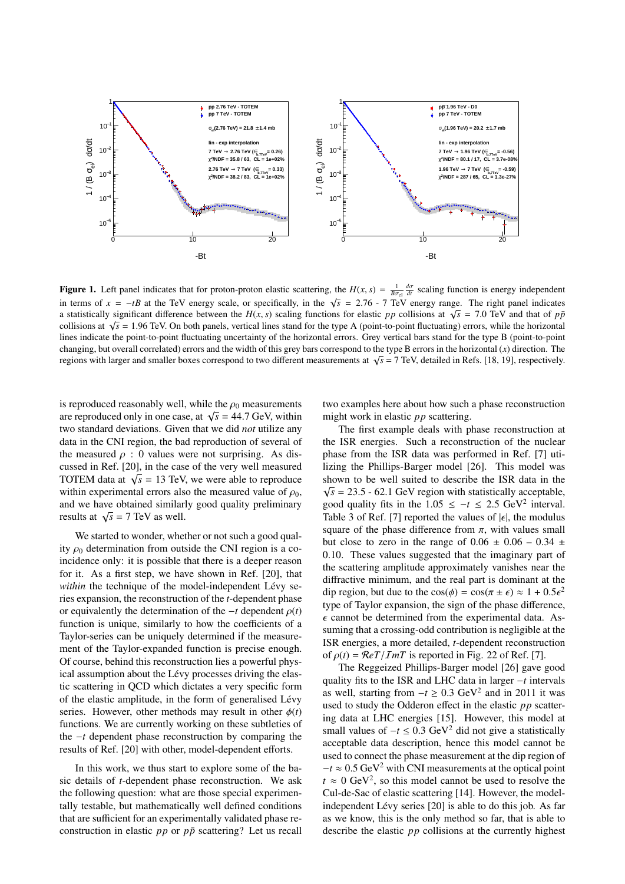**Figure 1.** Left panel indicates that for proton-proton elastic scattering, the $H(x, s) = \frac{1}{B\sigma_{el}} \frac{d\sigma}{dt}$ scaling function is energy independent in terms of $x = -tB$ at the TeV energy scale, or specifically, in the $\sqrt{s} = 2.76$ - 7 TeV energy range. The right panel indicates a statistically significant difference between the $H(x, s)$ scaling functions for elastic $pp$ collisions at $\sqrt{s} = 7.0$ TeV and that of $p\bar{p}$ collisions at $\sqrt{s} = 1.96$ TeV. On both panels, vertical lines stand for the type A (point-to-point fluctuating) errors, while the horizontal lines indicate the point-to-point fluctuating uncertainty of the horizontal errors. Grey vertical bars stand for the type B (point-to-point changing, but overall correlated) errors and the width of this grey bars correspond to the type B errors in the horizontal ($x$) direction. The regions with larger and smaller boxes correspond to two different measurements at $\sqrt{s} = 7$ TeV, detailed in Refs. [18, 19], respectively.

is reproduced reasonably well, while the $\rho_0$ measurements are reproduced only in one case, at $\sqrt{s} = 44.7$ GeV, within two standard deviations. Given that we did *not* utilize any data in the CNI region, the bad reproduction of several of the measured $\rho$ : 0 values were not surprising. As discussed in Ref. [20], in the case of the very well measured TOTEM data at $\sqrt{s} = 13$ TeV, we were able to reproduce within experimental errors also the measured value of $\rho_0$, and we have obtained similarly good quality preliminary results at $\sqrt{s} = 7$ TeV as well.

We started to wonder, whether or not such a good quality $\rho_0$ determination from outside the CNI region is a coincidence only: it is possible that there is a deeper reason for it. As a first step, we have shown in Ref. [20], that *within* the technique of the model-independent Lévy series expansion, the reconstruction of the $t$-dependent phase or equivalently the determination of the $-t$ dependent $\rho(t)$ function is unique, similarly to how the coefficients of a Taylor-series can be uniquely determined if the measurement of the Taylor-expanded function is precise enough. Of course, behind this reconstruction lies a powerful physical assumption about the Lévy processes driving the elastic scattering in QCD which dictates a very specific form of the elastic amplitude, in the form of generalised Lévy series. However, other methods may result in other $\phi(t)$ functions. We are currently working on these subtleties of the $-t$ dependent phase reconstruction by comparing the results of Ref. [20] with other, model-dependent efforts.

In this work, we thus start to explore some of the basic details of $t$-dependent phase reconstruction. We ask the following question: what are those special experimentally testable, but mathematically well defined conditions that are sufficient for an experimentally validated phase reconstruction in elastic $pp$ or $p\bar{p}$ scattering? Let us recall two examples here about how such a phase reconstruction might work in elastic $pp$ scattering.

The first example deals with phase reconstruction at the ISR energies. Such a reconstruction of the nuclear phase from the ISR data was performed in Ref. [7] utilizing the Phillips-Barger model [26]. This model was shown to be well suited to describe the ISR data in the $\sqrt{s} = 23.5$ - 62.1 GeV region with statistically acceptable, good quality fits in the $1.05 \leq -t \leq 2.5$ GeV$^2$ interval. Table 3 of Ref. [7] reported the values of $|\epsilon|$, the modulus square of the phase difference from $\pi$, with values small but close to zero in the range of $0.06 \pm 0.06$ – $0.34 \pm 0.10$. These values suggested that the imaginary part of the scattering amplitude approximately vanishes near the diffractive minimum, and the real part is dominant at the dip region, but due to the $\cos(\phi) = \cos(\pi \pm \epsilon) \approx 1 + 0.5\epsilon^2$ type of Taylor expansion, the sign of the phase difference, $\epsilon$ cannot be determined from the experimental data. Assuming that a crossing-odd contribution is negligible at the ISR energies, a more detailed, $t$-dependent reconstruction of $\rho(t) = \mathcal{R}eT/\mathcal{I}mT$ is reported in Fig. 22 of Ref. [7].

The Reggeized Phillips-Barger model [26] gave good quality fits to the ISR and LHC data in larger $-t$ intervals as well, starting from $-t \geq 0.3$ GeV$^2$ and in 2011 it was used to study the Odderon effect in the elastic $pp$ scattering data at LHC energies [15]. However, this model at small values of $-t \leq 0.3$ GeV$^2$ did not give a statistically acceptable data description, hence this model cannot be used to connect the phase measurement at the dip region of $-t \approx 0.5$ GeV$^2$ with CNI measurements at the optical point $t \approx 0$ GeV$^2$, so this model cannot be used to resolve the Cul-de-Sac of elastic scattering [14]. However, the model-independent Lévy series [20] is able to do this job. As far as we know, this is the only method so far, that is able to describe the elastic $pp$ collisions at the currently highest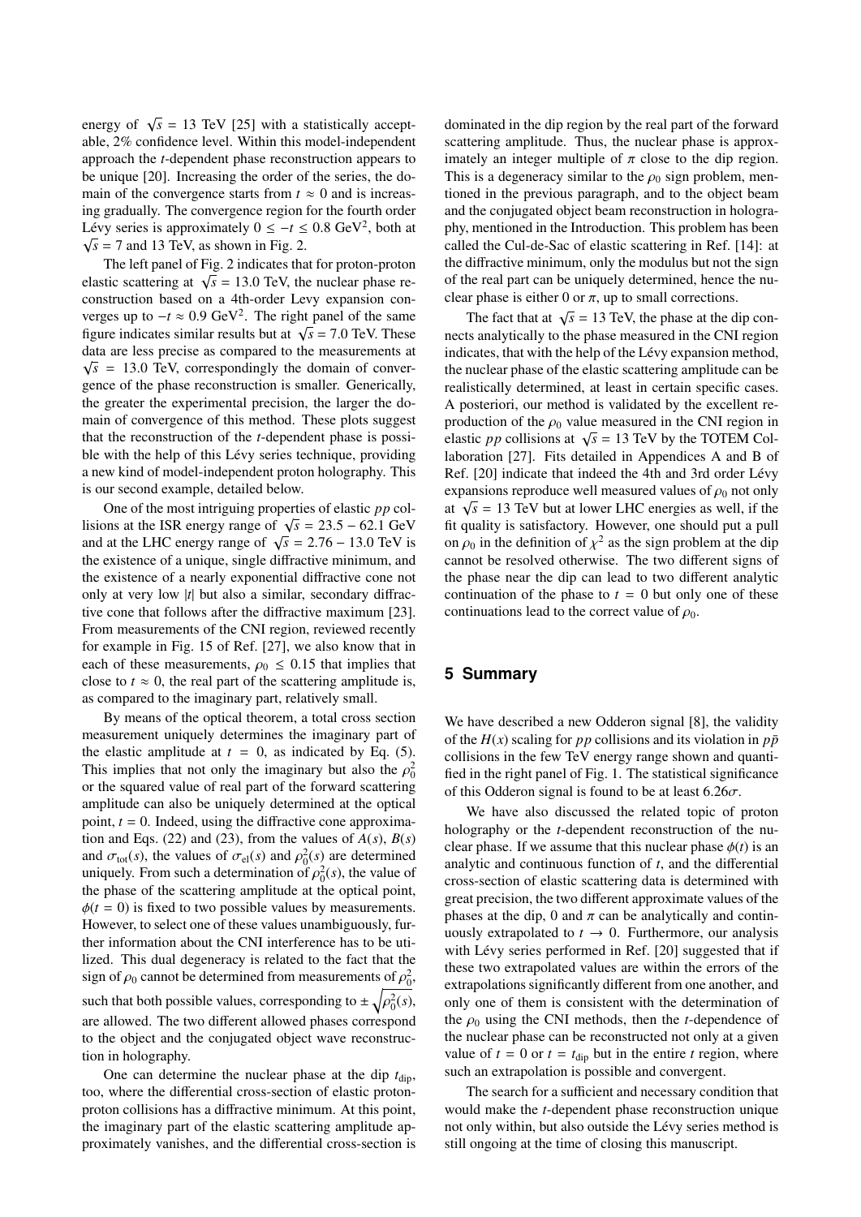energy of $\sqrt{s}$ = 13 TeV [25] with a statistically acceptable, 2% confidence level. Within this model-independent approach the $t$-dependent phase reconstruction appears to be unique [20]. Increasing the order of the series, the domain of the convergence starts from $t \approx 0$ and is increasing gradually. The convergence region for the fourth order Lévy series is approximately $0 \leq -t \leq 0.8$ GeV$^2$, both at $\sqrt{s}$ = 7 and 13 TeV, as shown in Fig. 2.

The left panel of Fig. 2 indicates that for proton-proton elastic scattering at $\sqrt{s}$ = 13.0 TeV, the nuclear phase reconstruction based on a 4th-order Levy expansion converges up to $-t \approx 0.9$ GeV$^2$. The right panel of the same figure indicates similar results but at $\sqrt{s}$ = 7.0 TeV. These data are less precise as compared to the measurements at $\sqrt{s}$ = 13.0 TeV, correspondingly the domain of convergence of the phase reconstruction is smaller. Generically, the greater the experimental precision, the larger the domain of convergence of this method. These plots suggest that the reconstruction of the $t$-dependent phase is possible with the help of this Lévy series technique, providing a new kind of model-independent proton holography. This is our second example, detailed below.

One of the most intriguing properties of elastic $pp$ collisions at the ISR energy range of $\sqrt{s}$ = 23.5 − 62.1 GeV and at the LHC energy range of $\sqrt{s}$ = 2.76 − 13.0 TeV is the existence of a unique, single diffractive minimum, and the existence of a nearly exponential diffractive cone not only at very low $|t|$ but also a similar, secondary diffractive cone that follows after the diffractive maximum [23]. From measurements of the CNI region, reviewed recently for example in Fig. 15 of Ref. [27], we also know that in each of these measurements, $\rho_0 \leq 0.15$ that implies that close to $t \approx 0$, the real part of the scattering amplitude is, as compared to the imaginary part, relatively small.

By means of the optical theorem, a total cross section measurement uniquely determines the imaginary part of the elastic amplitude at $t = 0$, as indicated by Eq. (5). This implies that not only the imaginary but also the $\rho_0^2$ or the squared value of real part of the forward scattering amplitude can also be uniquely determined at the optical point, $t = 0$. Indeed, using the diffractive cone approximation and Eqs. (22) and (23), from the values of $A(s)$, $B(s)$ and $\sigma_{\rm tot}(s)$, the values of $\sigma_{\rm el}(s)$ and $\rho_0^2(s)$ are determined uniquely. From such a determination of $\rho_0^2(s)$, the value of the phase of the scattering amplitude at the optical point, $\phi(t = 0)$ is fixed to two possible values by measurements. However, to select one of these values unambiguously, further information about the CNI interference has to be utilized. This dual degeneracy is related to the fact that the sign of $\rho_0$ cannot be determined from measurements of $\rho_0^2$, such that both possible values, corresponding to $\pm\sqrt{\rho_0^2(s)}$, are allowed. The two different allowed phases correspond to the object and the conjugated object wave reconstruction in holography.

One can determine the nuclear phase at the dip $t_{\rm dip}$, too, where the differential cross-section of elastic proton-proton collisions has a diffractive minimum. At this point, the imaginary part of the elastic scattering amplitude approximately vanishes, and the differential cross-section is dominated in the dip region by the real part of the forward scattering amplitude. Thus, the nuclear phase is approximately an integer multiple of $\pi$ close to the dip region. This is a degeneracy similar to the $\rho_0$ sign problem, mentioned in the previous paragraph, and to the object beam and the conjugated object beam reconstruction in holography, mentioned in the Introduction. This problem has been called the Cul-de-Sac of elastic scattering in Ref. [14]: at the diffractive minimum, only the modulus but not the sign of the real part can be uniquely determined, hence the nuclear phase is either 0 or $\pi$, up to small corrections.

The fact that at $\sqrt{s}$ = 13 TeV, the phase at the dip connects analytically to the phase measured in the CNI region indicates, that with the help of the Lévy expansion method, the nuclear phase of the elastic scattering amplitude can be realistically determined, at least in certain specific cases. A posteriori, our method is validated by the excellent reproduction of the $\rho_0$ value measured in the CNI region in elastic $pp$ collisions at $\sqrt{s}$ = 13 TeV by the TOTEM Collaboration [27]. Fits detailed in Appendices A and B of Ref. [20] indicate that indeed the 4th and 3rd order Lévy expansions reproduce well measured values of $\rho_0$ not only at $\sqrt{s}$ = 13 TeV but at lower LHC energies as well, if the fit quality is satisfactory. However, one should put a pull on $\rho_0$ in the definition of $\chi^2$ as the sign problem at the dip cannot be resolved otherwise. The two different signs of the phase near the dip can lead to two different analytic continuation of the phase to $t = 0$ but only one of these continuations lead to the correct value of $\rho_0$.

## 5 Summary

We have described a new Odderon signal [8], the validity of the $H(x)$ scaling for $pp$ collisions and its violation in $p\bar{p}$ collisions in the few TeV energy range shown and quantified in the right panel of Fig. 1. The statistical significance of this Odderon signal is found to be at least $6.26\sigma$.

We have also discussed the related topic of proton holography or the $t$-dependent reconstruction of the nuclear phase. If we assume that this nuclear phase $\phi(t)$ is an analytic and continuous function of $t$, and the differential cross-section of elastic scattering data is determined with great precision, the two different approximate values of the phases at the dip, 0 and $\pi$ can be analytically and continuously extrapolated to $t \to 0$. Furthermore, our analysis with Lévy series performed in Ref. [20] suggested that if these two extrapolated values are within the errors of the extrapolations significantly different from one another, and only one of them is consistent with the determination of the $\rho_0$ using the CNI methods, then the $t$-dependence of the nuclear phase can be reconstructed not only at a given value of $t = 0$ or $t = t_{\rm dip}$ but in the entire $t$ region, where such an extrapolation is possible and convergent.

The search for a sufficient and necessary condition that would make the $t$-dependent phase reconstruction unique not only within, but also outside the Lévy series method is still ongoing at the time of closing this manuscript.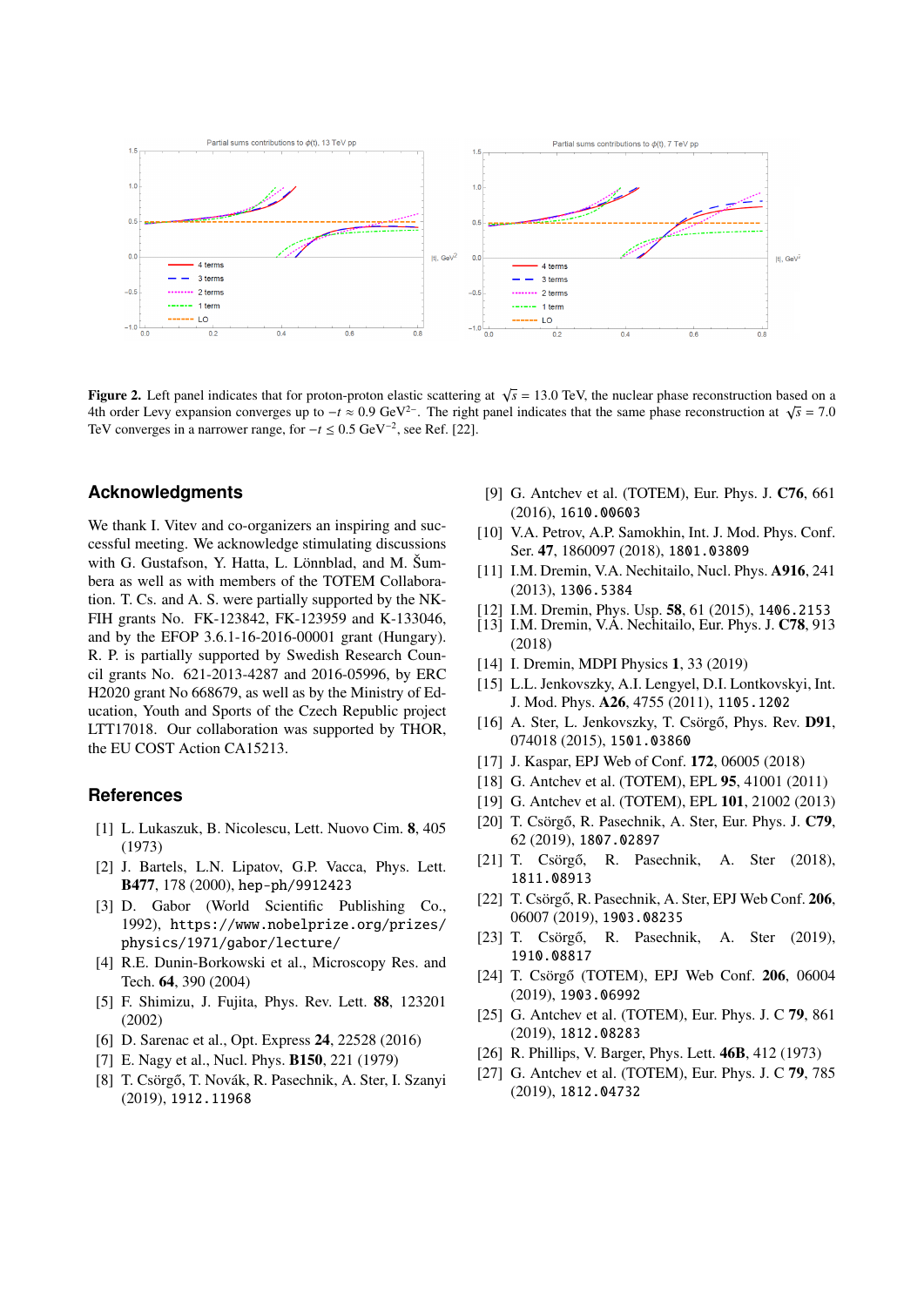Partial sums contributions to $\phi(t)$, 13 TeV pp

1.5
1.0
0.5
0.0
−0.5
−1.0

0.0 0.2 0.4 0.6 0.8

|t|, GeV$^2$

4 terms
3 terms
2 terms
1 term
LO

Partial sums contributions to $\phi(t)$, 7 TeV pp

1.5
1.0
0.5
0.0
−0.5
−1.0

0.0 0.2 0.4 0.6 0.8

|t|, GeV$^2$

4 terms
3 terms
2 terms
1 term
LO

**Figure 2.** Left panel indicates that for proton-proton elastic scattering at $\sqrt{s} = 13.0$ TeV, the nuclear phase reconstruction based on a 4th order Levy expansion converges up to $-t \approx 0.9$ GeV$^{2-}$. The right panel indicates that the same phase reconstruction at $\sqrt{s} = 7.0$ TeV converges in a narrower range, for $-t \leq 0.5$ GeV$^{-2}$, see Ref. [22].

## Acknowledgments

We thank I. Vitev and co-organizers an inspiring and successful meeting. We acknowledge stimulating discussions with G. Gustafson, Y. Hatta, L. Lönnblad, and M. Šumbera as well as with members of the TOTEM Collaboration. T. Cs. and A. S. were partially supported by the NKFIH grants No. FK-123842, FK-123959 and K-133046, and by the EFOP 3.6.1-16-2016-00001 grant (Hungary). R. P. is partially supported by Swedish Research Council grants No. 621-2013-4287 and 2016-05996, by ERC H2020 grant No 668679, as well as by the Ministry of Education, Youth and Sports of the Czech Republic project LTT17018. Our collaboration was supported by THOR, the EU COST Action CA15213.

## References

[1] L. Lukaszuk, B. Nicolescu, Lett. Nuovo Cim. **8**, 405 (1973)

[2] J. Bartels, L.N. Lipatov, G.P. Vacca, Phys. Lett. **B477**, 178 (2000), hep-ph/9912423

[3] D. Gabor (World Scientific Publishing Co., 1992), https://www.nobelprize.org/prizes/physics/1971/gabor/lecture/

[4] R.E. Dunin-Borkowski et al., Microscopy Res. and Tech. **64**, 390 (2004)

[5] F. Shimizu, J. Fujita, Phys. Rev. Lett. **88**, 123201 (2002)

[6] D. Sarenac et al., Opt. Express **24**, 22528 (2016)

[7] E. Nagy et al., Nucl. Phys. **B150**, 221 (1979)

[8] T. Csörgő, T. Novák, R. Pasechnik, A. Ster, I. Szanyi (2019), 1912.11968

[9] G. Antchev et al. (TOTEM), Eur. Phys. J. **C76**, 661 (2016), 1610.00603

[10] V.A. Petrov, A.P. Samokhin, Int. J. Mod. Phys. Conf. Ser. **47**, 1860097 (2018), 1801.03809

[11] I.M. Dremin, V.A. Nechitailo, Nucl. Phys. **A916**, 241 (2013), 1306.5384

[12] I.M. Dremin, Phys. Usp. **58**, 61 (2015), 1406.2153

[13] I.M. Dremin, V.A. Nechitailo, Eur. Phys. J. **C78**, 913 (2018)

[14] I. Dremin, MDPI Physics **1**, 33 (2019)

[15] L.L. Jenkovszky, A.I. Lengyel, D.I. Lontkovskyi, Int. J. Mod. Phys. **A26**, 4755 (2011), 1105.1202

[16] A. Ster, L. Jenkovszky, T. Csörgő, Phys. Rev. **D91**, 074018 (2015), 1501.03860

[17] J. Kaspar, EPJ Web of Conf. **172**, 06005 (2018)

[18] G. Antchev et al. (TOTEM), EPL **95**, 41001 (2011)

[19] G. Antchev et al. (TOTEM), EPL **101**, 21002 (2013)

[20] T. Csörgő, R. Pasechnik, A. Ster, Eur. Phys. J. **C79**, 62 (2019), 1807.02897

[21] T. Csörgő, R. Pasechnik, A. Ster (2018), 1811.08913

[22] T. Csörgő, R. Pasechnik, A. Ster, EPJ Web Conf. **206**, 06007 (2019), 1903.08235

[23] T. Csörgő, R. Pasechnik, A. Ster (2019), 1910.08817

[24] T. Csörgő (TOTEM), EPJ Web Conf. **206**, 06004 (2019), 1903.06992

[25] G. Antchev et al. (TOTEM), Eur. Phys. J. C **79**, 861 (2019), 1812.08283

[26] R. Phillips, V. Barger, Phys. Lett. **46B**, 412 (1973)

[27] G. Antchev et al. (TOTEM), Eur. Phys. J. C **79**, 785 (2019), 1812.04732